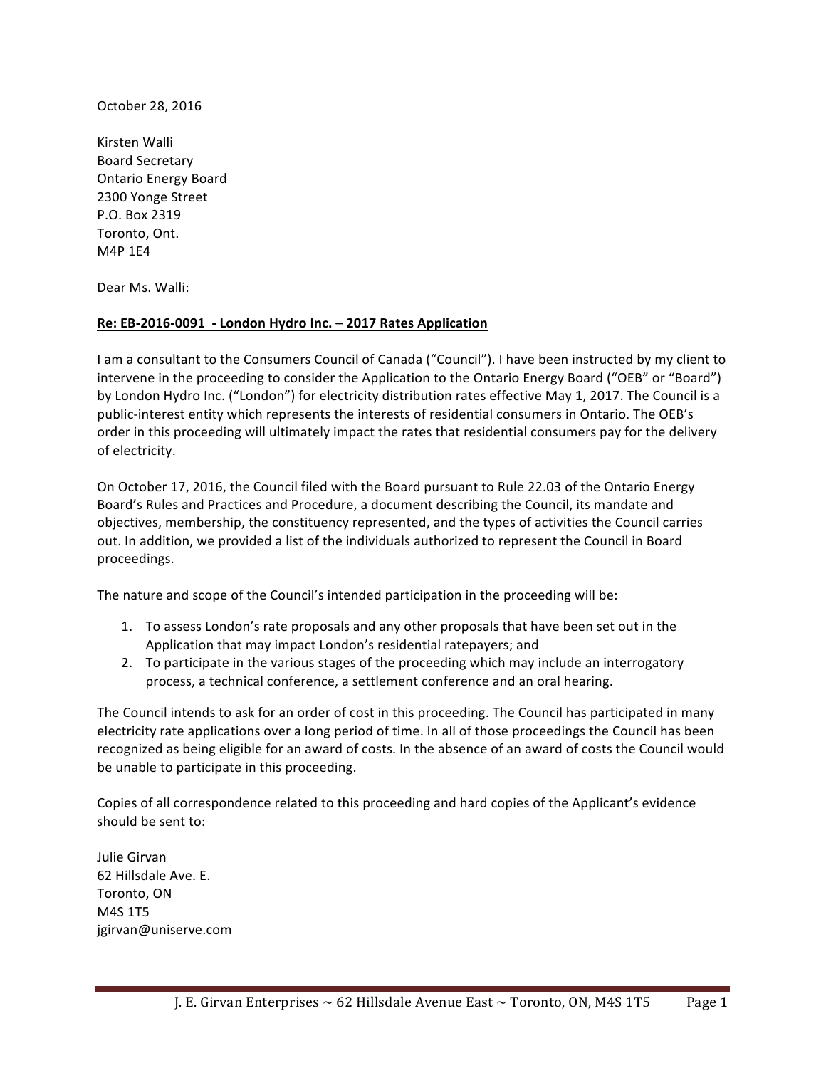October 28, 2016

Kirsten Walli
Board Secretary
Ontario Energy Board
2300 Yonge Street
P.O. Box 2319
Toronto, Ont.
M4P 1E4

Dear Ms. Walli:

**Re: EB-2016-0091 - London Hydro Inc. – 2017 Rates Application**

I am a consultant to the Consumers Council of Canada ("Council"). I have been instructed by my client to intervene in the proceeding to consider the Application to the Ontario Energy Board ("OEB" or "Board") by London Hydro Inc. ("London") for electricity distribution rates effective May 1, 2017. The Council is a public-interest entity which represents the interests of residential consumers in Ontario. The OEB's order in this proceeding will ultimately impact the rates that residential consumers pay for the delivery of electricity.

On October 17, 2016, the Council filed with the Board pursuant to Rule 22.03 of the Ontario Energy Board's Rules and Practices and Procedure, a document describing the Council, its mandate and objectives, membership, the constituency represented, and the types of activities the Council carries out. In addition, we provided a list of the individuals authorized to represent the Council in Board proceedings.

The nature and scope of the Council's intended participation in the proceeding will be:

1. To assess London's rate proposals and any other proposals that have been set out in the Application that may impact London's residential ratepayers; and
2. To participate in the various stages of the proceeding which may include an interrogatory process, a technical conference, a settlement conference and an oral hearing.

The Council intends to ask for an order of cost in this proceeding. The Council has participated in many electricity rate applications over a long period of time. In all of those proceedings the Council has been recognized as being eligible for an award of costs. In the absence of an award of costs the Council would be unable to participate in this proceeding.

Copies of all correspondence related to this proceeding and hard copies of the Applicant's evidence should be sent to:

Julie Girvan
62 Hillsdale Ave. E.
Toronto, ON
M4S 1T5
jgirvan@uniserve.com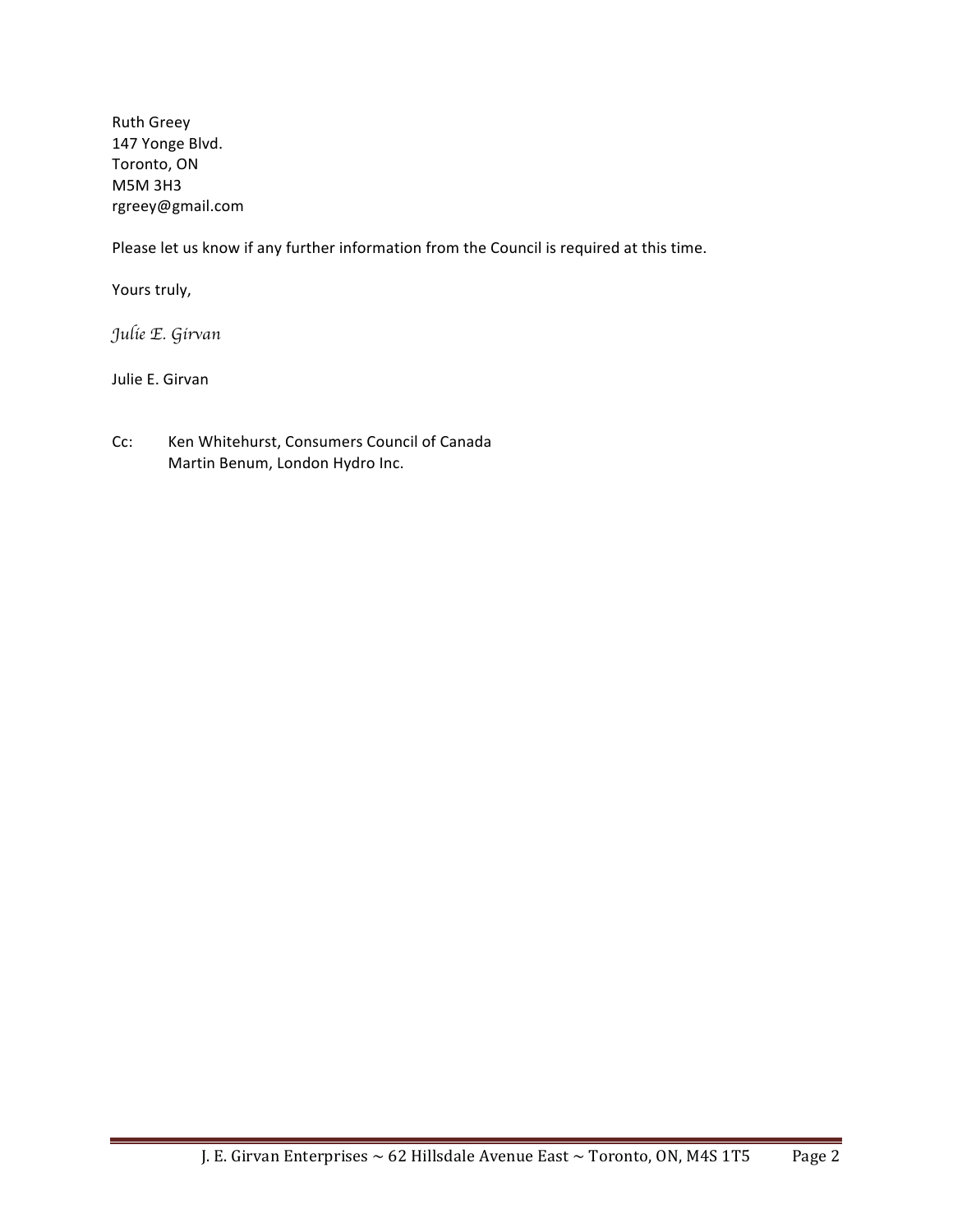Ruth Greey
147 Yonge Blvd.
Toronto, ON
M5M 3H3
rgreey@gmail.com

Please let us know if any further information from the Council is required at this time.

Yours truly,

*Julie E. Girvan*

Julie E. Girvan

Cc: Ken Whitehurst, Consumers Council of Canada
Martin Benum, London Hydro Inc.